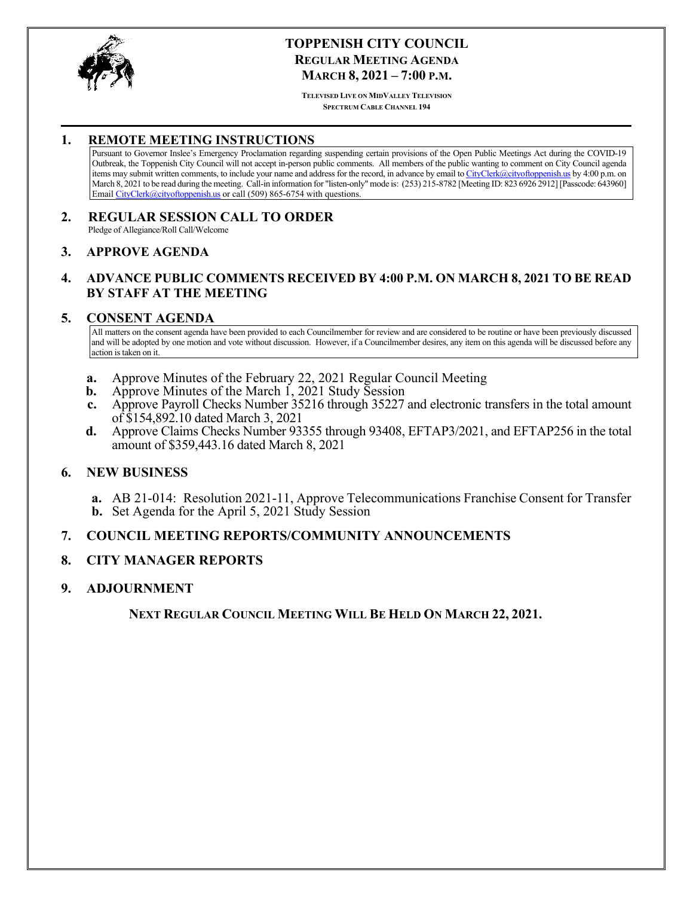# TOPPENISH CITY COUNCIL

## REGULAR MEETING AGENDA

## MARCH 8, 2021 – 7:00 P.M.

TELEVISED LIVE ON MIDVALLEY TELEVISION
SPECTRUM CABLE CHANNEL 194

## 1. REMOTE MEETING INSTRUCTIONS

Pursuant to Governor Inslee's Emergency Proclamation regarding suspending certain provisions of the Open Public Meetings Act during the COVID-19 Outbreak, the Toppenish City Council will not accept in-person public comments. All members of the public wanting to comment on City Council agenda items may submit written comments, to include your name and address for the record, in advance by email to CityClerk@cityoftoppenish.us by 4:00 p.m. on March 8, 2021 to be read during the meeting. Call-in information for "listen-only" mode is: (253) 215-8782 [Meeting ID: 823 6926 2912] [Passcode: 643960] Email CityClerk@cityoftoppenish.us or call (509) 865-6754 with questions.

## 2. REGULAR SESSION CALL TO ORDER

Pledge of Allegiance/Roll Call/Welcome

## 3. APPROVE AGENDA

## 4. ADVANCE PUBLIC COMMENTS RECEIVED BY 4:00 P.M. ON MARCH 8, 2021 TO BE READ BY STAFF AT THE MEETING

## 5. CONSENT AGENDA

All matters on the consent agenda have been provided to each Councilmember for review and are considered to be routine or have been previously discussed and will be adopted by one motion and vote without discussion. However, if a Councilmember desires, any item on this agenda will be discussed before any action is taken on it.

- **a.** Approve Minutes of the February 22, 2021 Regular Council Meeting
- **b.** Approve Minutes of the March 1, 2021 Study Session
- **c.** Approve Payroll Checks Number 35216 through 35227 and electronic transfers in the total amount of $154,892.10 dated March 3, 2021
- **d.** Approve Claims Checks Number 93355 through 93408, EFTAP3/2021, and EFTAP256 in the total amount of $359,443.16 dated March 8, 2021

## 6. NEW BUSINESS

- **a.** AB 21-014: Resolution 2021-11, Approve Telecommunications Franchise Consent for Transfer
- **b.** Set Agenda for the April 5, 2021 Study Session

## 7. COUNCIL MEETING REPORTS/COMMUNITY ANNOUNCEMENTS

## 8. CITY MANAGER REPORTS

## 9. ADJOURNMENT

**NEXT REGULAR COUNCIL MEETING WILL BE HELD ON MARCH 22, 2021.**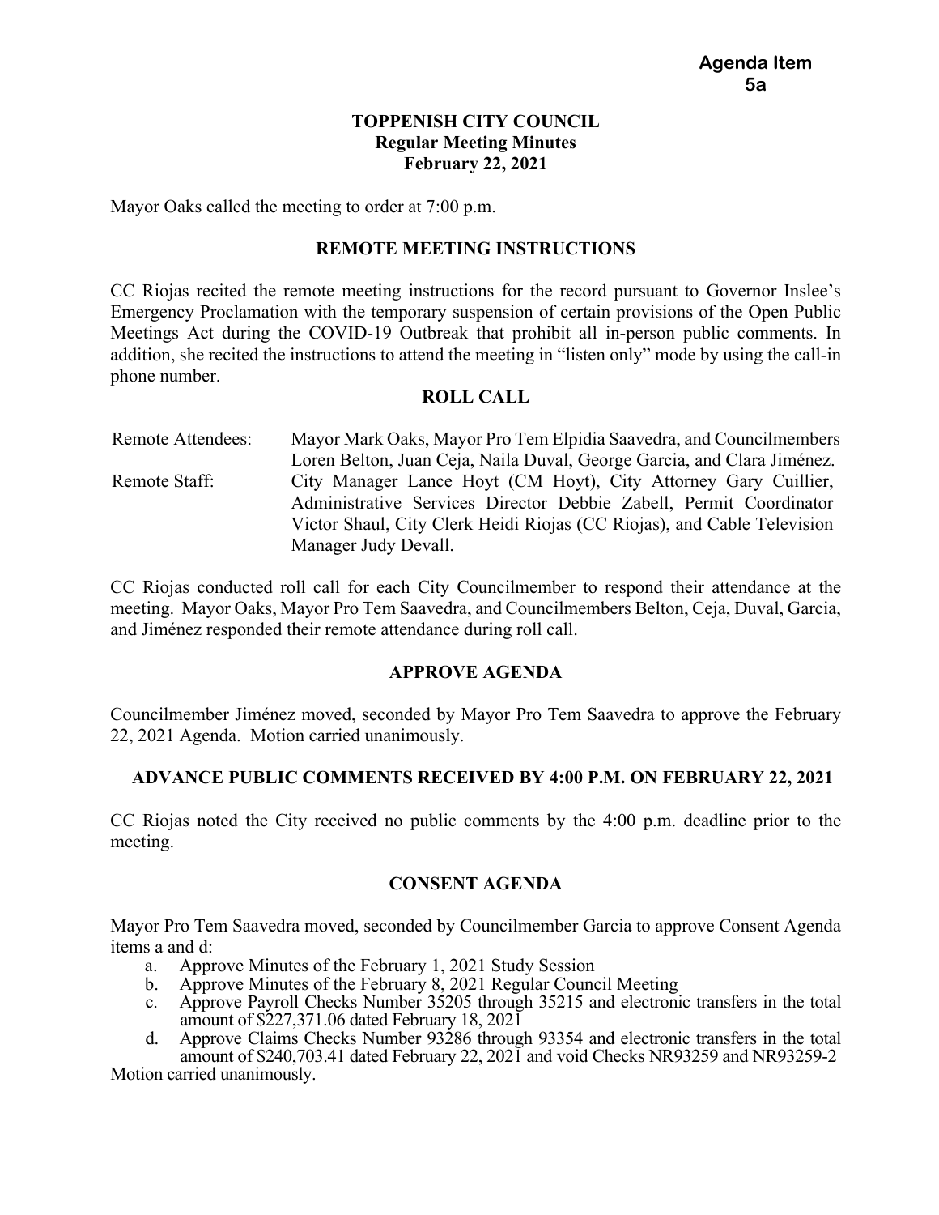**Agenda Item 5a**

# TOPPENISH CITY COUNCIL
## Regular Meeting Minutes
## February 22, 2021

Mayor Oaks called the meeting to order at 7:00 p.m.

### REMOTE MEETING INSTRUCTIONS

CC Riojas recited the remote meeting instructions for the record pursuant to Governor Inslee's Emergency Proclamation with the temporary suspension of certain provisions of the Open Public Meetings Act during the COVID-19 Outbreak that prohibit all in-person public comments. In addition, she recited the instructions to attend the meeting in "listen only" mode by using the call-in phone number.

### ROLL CALL

Remote Attendees: Mayor Mark Oaks, Mayor Pro Tem Elpidia Saavedra, and Councilmembers Loren Belton, Juan Ceja, Naila Duval, George Garcia, and Clara Jiménez.

Remote Staff: City Manager Lance Hoyt (CM Hoyt), City Attorney Gary Cuillier, Administrative Services Director Debbie Zabell, Permit Coordinator Victor Shaul, City Clerk Heidi Riojas (CC Riojas), and Cable Television Manager Judy Devall.

CC Riojas conducted roll call for each City Councilmember to respond their attendance at the meeting. Mayor Oaks, Mayor Pro Tem Saavedra, and Councilmembers Belton, Ceja, Duval, Garcia, and Jiménez responded their remote attendance during roll call.

### APPROVE AGENDA

Councilmember Jiménez moved, seconded by Mayor Pro Tem Saavedra to approve the February 22, 2021 Agenda. Motion carried unanimously.

### ADVANCE PUBLIC COMMENTS RECEIVED BY 4:00 P.M. ON FEBRUARY 22, 2021

CC Riojas noted the City received no public comments by the 4:00 p.m. deadline prior to the meeting.

### CONSENT AGENDA

Mayor Pro Tem Saavedra moved, seconded by Councilmember Garcia to approve Consent Agenda items a and d:

a. Approve Minutes of the February 1, 2021 Study Session
b. Approve Minutes of the February 8, 2021 Regular Council Meeting
c. Approve Payroll Checks Number 35205 through 35215 and electronic transfers in the total amount of $227,371.06 dated February 18, 2021
d. Approve Claims Checks Number 93286 through 93354 and electronic transfers in the total amount of $240,703.41 dated February 22, 2021 and void Checks NR93259 and NR93259-2

Motion carried unanimously.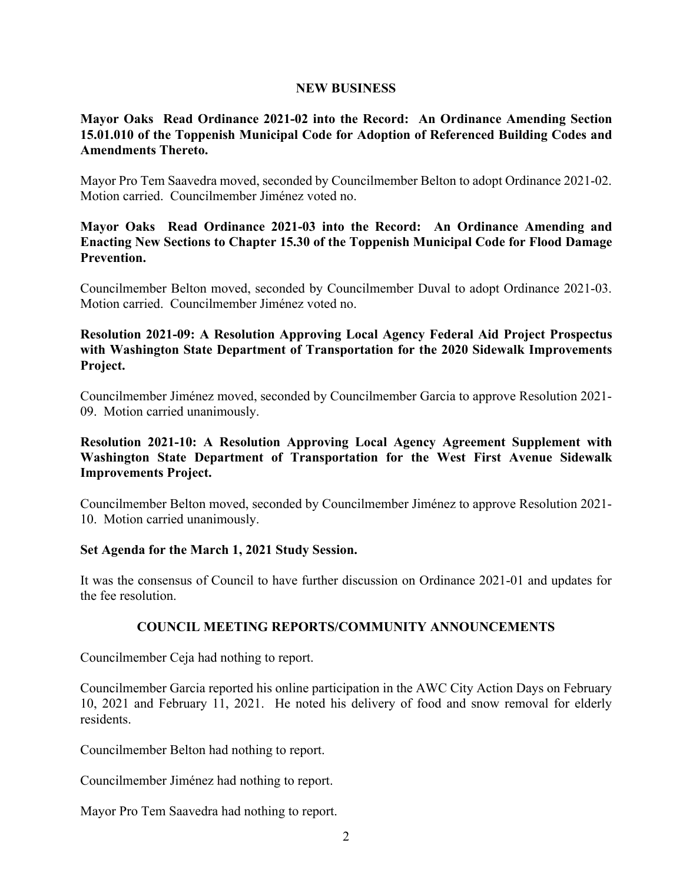## NEW BUSINESS

**Mayor Oaks Read Ordinance 2021-02 into the Record: An Ordinance Amending Section 15.01.010 of the Toppenish Municipal Code for Adoption of Referenced Building Codes and Amendments Thereto.**

Mayor Pro Tem Saavedra moved, seconded by Councilmember Belton to adopt Ordinance 2021-02. Motion carried. Councilmember Jiménez voted no.

**Mayor Oaks Read Ordinance 2021-03 into the Record: An Ordinance Amending and Enacting New Sections to Chapter 15.30 of the Toppenish Municipal Code for Flood Damage Prevention.**

Councilmember Belton moved, seconded by Councilmember Duval to adopt Ordinance 2021-03. Motion carried. Councilmember Jiménez voted no.

**Resolution 2021-09: A Resolution Approving Local Agency Federal Aid Project Prospectus with Washington State Department of Transportation for the 2020 Sidewalk Improvements Project.**

Councilmember Jiménez moved, seconded by Councilmember Garcia to approve Resolution 2021-09. Motion carried unanimously.

**Resolution 2021-10: A Resolution Approving Local Agency Agreement Supplement with Washington State Department of Transportation for the West First Avenue Sidewalk Improvements Project.**

Councilmember Belton moved, seconded by Councilmember Jiménez to approve Resolution 2021-10. Motion carried unanimously.

**Set Agenda for the March 1, 2021 Study Session.**

It was the consensus of Council to have further discussion on Ordinance 2021-01 and updates for the fee resolution.

## COUNCIL MEETING REPORTS/COMMUNITY ANNOUNCEMENTS

Councilmember Ceja had nothing to report.

Councilmember Garcia reported his online participation in the AWC City Action Days on February 10, 2021 and February 11, 2021. He noted his delivery of food and snow removal for elderly residents.

Councilmember Belton had nothing to report.

Councilmember Jiménez had nothing to report.

Mayor Pro Tem Saavedra had nothing to report.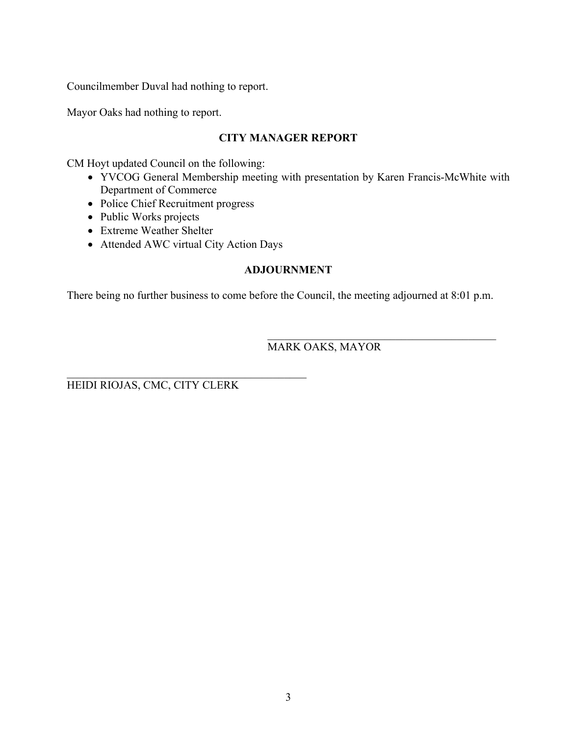Councilmember Duval had nothing to report.

Mayor Oaks had nothing to report.

## CITY MANAGER REPORT

CM Hoyt updated Council on the following:

- YVCOG General Membership meeting with presentation by Karen Francis-McWhite with Department of Commerce
- Police Chief Recruitment progress
- Public Works projects
- Extreme Weather Shelter
- Attended AWC virtual City Action Days

## ADJOURNMENT

There being no further business to come before the Council, the meeting adjourned at 8:01 p.m.

\_\_\_\_\_\_\_\_\_\_\_\_\_\_\_\_\_\_\_\_\_\_\_\_\_\_\_\_\_\_\_\_\_\_\_\_\_\_\_\_\_\_
MARK OAKS, MAYOR

\_\_\_\_\_\_\_\_\_\_\_\_\_\_\_\_\_\_\_\_\_\_\_\_\_\_\_\_\_\_\_\_\_\_\_\_\_\_\_\_\_\_
HEIDI RIOJAS, CMC, CITY CLERK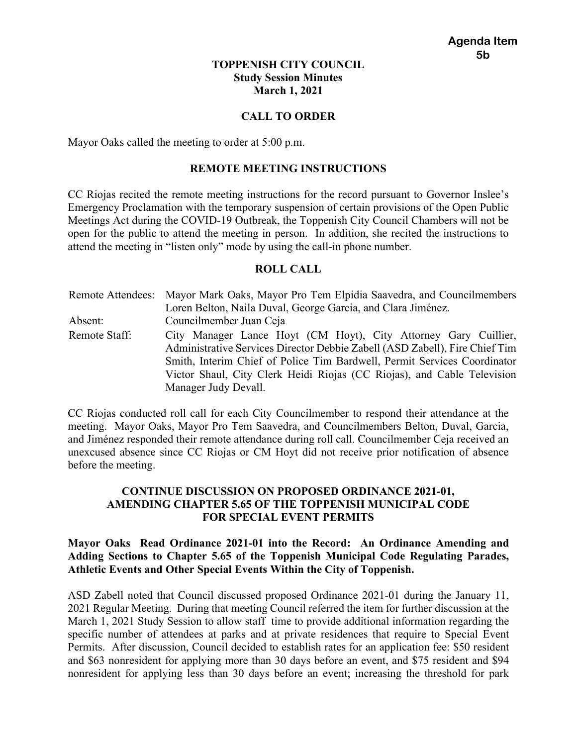**Agenda Item 5b**

**TOPPENISH CITY COUNCIL**
**Study Session Minutes**
**March 1, 2021**

## CALL TO ORDER

Mayor Oaks called the meeting to order at 5:00 p.m.

## REMOTE MEETING INSTRUCTIONS

CC Riojas recited the remote meeting instructions for the record pursuant to Governor Inslee's Emergency Proclamation with the temporary suspension of certain provisions of the Open Public Meetings Act during the COVID-19 Outbreak, the Toppenish City Council Chambers will not be open for the public to attend the meeting in person. In addition, she recited the instructions to attend the meeting in "listen only" mode by using the call-in phone number.

## ROLL CALL

| | |
|---|---|
| Remote Attendees: | Mayor Mark Oaks, Mayor Pro Tem Elpidia Saavedra, and Councilmembers Loren Belton, Naila Duval, George Garcia, and Clara Jiménez. |
| Absent: | Councilmember Juan Ceja |
| Remote Staff: | City Manager Lance Hoyt (CM Hoyt), City Attorney Gary Cuillier, Administrative Services Director Debbie Zabell (ASD Zabell), Fire Chief Tim Smith, Interim Chief of Police Tim Bardwell, Permit Services Coordinator Victor Shaul, City Clerk Heidi Riojas (CC Riojas), and Cable Television Manager Judy Devall. |

CC Riojas conducted roll call for each City Councilmember to respond their attendance at the meeting. Mayor Oaks, Mayor Pro Tem Saavedra, and Councilmembers Belton, Duval, Garcia, and Jiménez responded their remote attendance during roll call. Councilmember Ceja received an unexcused absence since CC Riojas or CM Hoyt did not receive prior notification of absence before the meeting.

## CONTINUE DISCUSSION ON PROPOSED ORDINANCE 2021-01, AMENDING CHAPTER 5.65 OF THE TOPPENISH MUNICIPAL CODE FOR SPECIAL EVENT PERMITS

**Mayor Oaks Read Ordinance 2021-01 into the Record: An Ordinance Amending and Adding Sections to Chapter 5.65 of the Toppenish Municipal Code Regulating Parades, Athletic Events and Other Special Events Within the City of Toppenish.**

ASD Zabell noted that Council discussed proposed Ordinance 2021-01 during the January 11, 2021 Regular Meeting. During that meeting Council referred the item for further discussion at the March 1, 2021 Study Session to allow staff time to provide additional information regarding the specific number of attendees at parks and at private residences that require to Special Event Permits. After discussion, Council decided to establish rates for an application fee: $50 resident and $63 nonresident for applying more than 30 days before an event, and $75 resident and $94 nonresident for applying less than 30 days before an event; increasing the threshold for park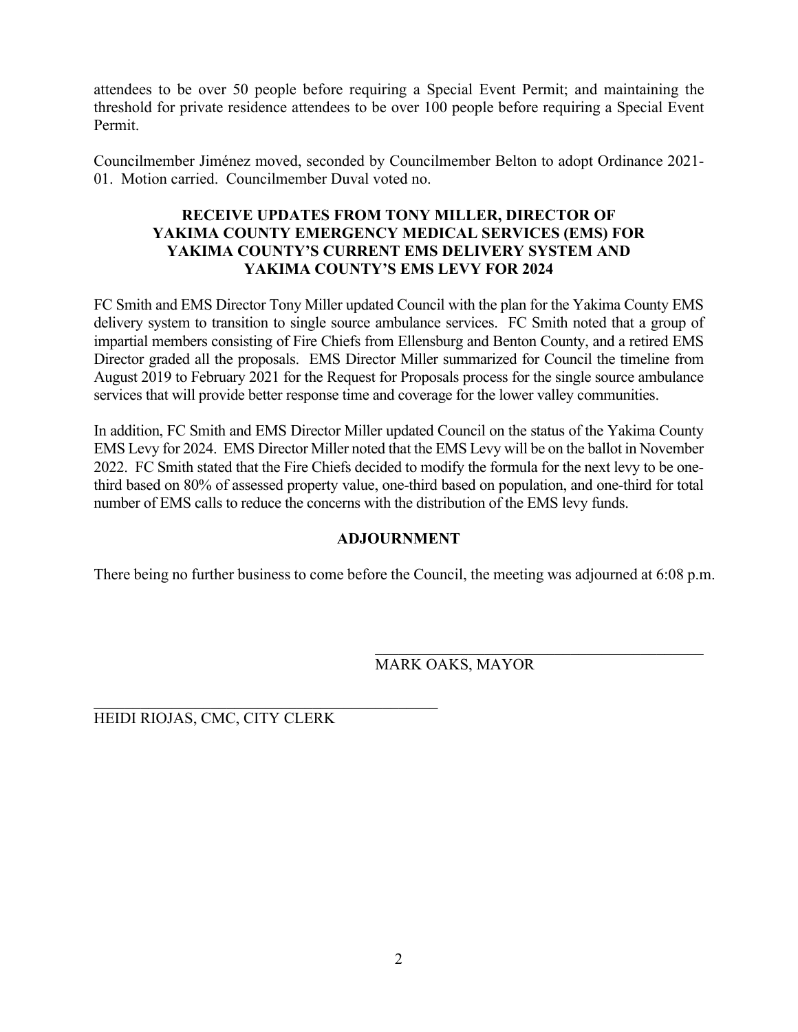attendees to be over 50 people before requiring a Special Event Permit; and maintaining the threshold for private residence attendees to be over 100 people before requiring a Special Event Permit.

Councilmember Jiménez moved, seconded by Councilmember Belton to adopt Ordinance 2021-01. Motion carried. Councilmember Duval voted no.

## RECEIVE UPDATES FROM TONY MILLER, DIRECTOR OF YAKIMA COUNTY EMERGENCY MEDICAL SERVICES (EMS) FOR YAKIMA COUNTY'S CURRENT EMS DELIVERY SYSTEM AND YAKIMA COUNTY'S EMS LEVY FOR 2024

FC Smith and EMS Director Tony Miller updated Council with the plan for the Yakima County EMS delivery system to transition to single source ambulance services. FC Smith noted that a group of impartial members consisting of Fire Chiefs from Ellensburg and Benton County, and a retired EMS Director graded all the proposals. EMS Director Miller summarized for Council the timeline from August 2019 to February 2021 for the Request for Proposals process for the single source ambulance services that will provide better response time and coverage for the lower valley communities.

In addition, FC Smith and EMS Director Miller updated Council on the status of the Yakima County EMS Levy for 2024. EMS Director Miller noted that the EMS Levy will be on the ballot in November 2022. FC Smith stated that the Fire Chiefs decided to modify the formula for the next levy to be one-third based on 80% of assessed property value, one-third based on population, and one-third for total number of EMS calls to reduce the concerns with the distribution of the EMS levy funds.

## ADJOURNMENT

There being no further business to come before the Council, the meeting was adjourned at 6:08 p.m.

MARK OAKS, MAYOR

HEIDI RIOJAS, CMC, CITY CLERK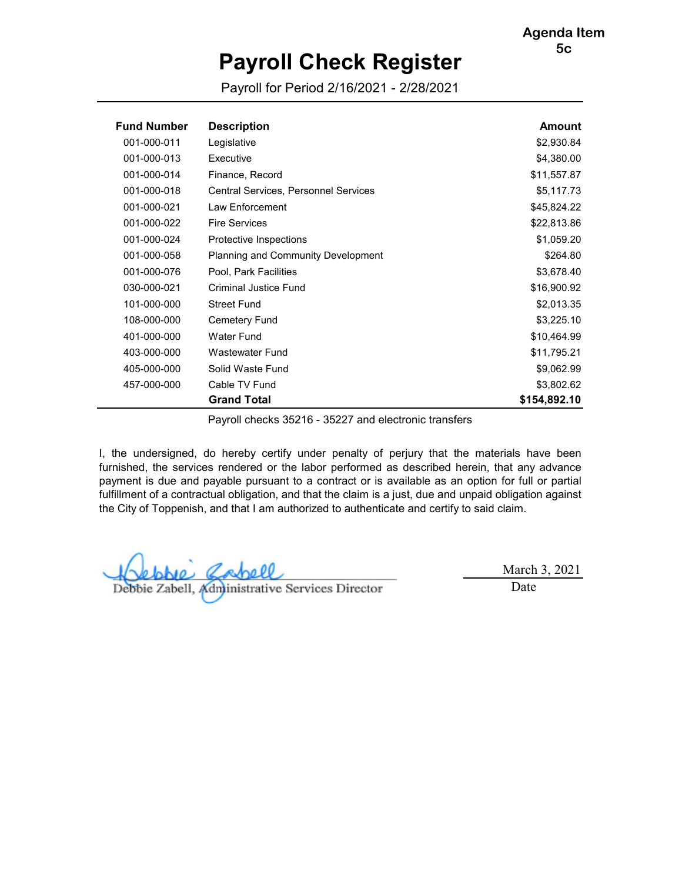Agenda Item 5c

# Payroll Check Register

Payroll for Period 2/16/2021 - 2/28/2021

| Fund Number | Description | Amount |
|---|---|---|
| 001-000-011 | Legislative | $2,930.84 |
| 001-000-013 | Executive | $4,380.00 |
| 001-000-014 | Finance, Record | $11,557.87 |
| 001-000-018 | Central Services, Personnel Services | $5,117.73 |
| 001-000-021 | Law Enforcement | $45,824.22 |
| 001-000-022 | Fire Services | $22,813.86 |
| 001-000-024 | Protective Inspections | $1,059.20 |
| 001-000-058 | Planning and Community Development | $264.80 |
| 001-000-076 | Pool, Park Facilities | $3,678.40 |
| 030-000-021 | Criminal Justice Fund | $16,900.92 |
| 101-000-000 | Street Fund | $2,013.35 |
| 108-000-000 | Cemetery Fund | $3,225.10 |
| 401-000-000 | Water Fund | $10,464.99 |
| 403-000-000 | Wastewater Fund | $11,795.21 |
| 405-000-000 | Solid Waste Fund | $9,062.99 |
| 457-000-000 | Cable TV Fund | $3,802.62 |
| | **Grand Total** | **$154,892.10** |

Payroll checks 35216 - 35227 and electronic transfers

I, the undersigned, do hereby certify under penalty of perjury that the materials have been furnished, the services rendered or the labor performed as described herein, that any advance payment is due and payable pursuant to a contract or is available as an option for full or partial fulfillment of a contractual obligation, and that the claim is a just, due and unpaid obligation against the City of Toppenish, and that I am authorized to authenticate and certify to said claim.

Debbie Zabell, Administrative Services Director

March 3, 2021
Date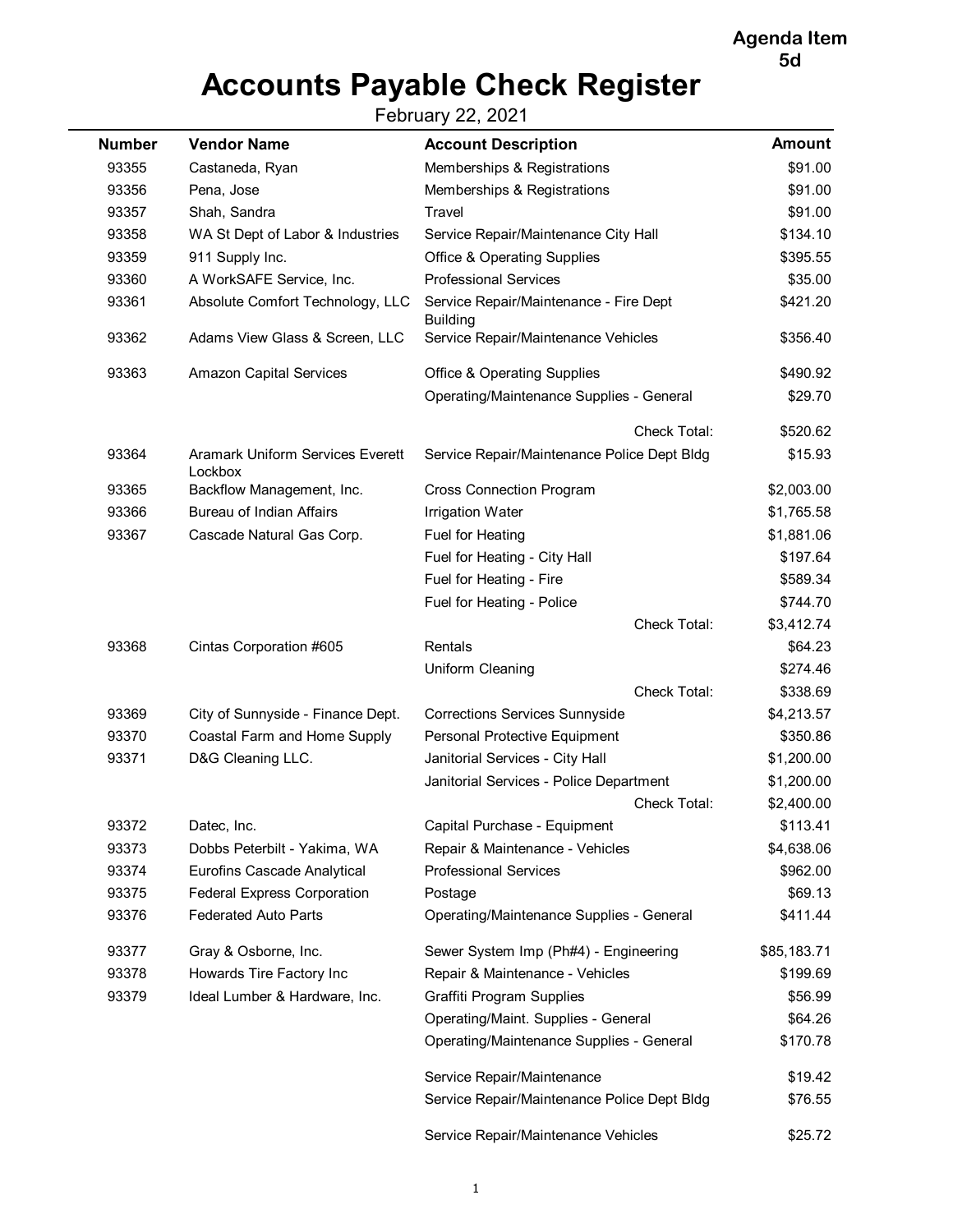**Agenda Item 5d**

# Accounts Payable Check Register

February 22, 2021

| Number | Vendor Name | Account Description | Amount |
|---|---|---|---|
| 93355 | Castaneda, Ryan | Memberships & Registrations | $91.00 |
| 93356 | Pena, Jose | Memberships & Registrations | $91.00 |
| 93357 | Shah, Sandra | Travel | $91.00 |
| 93358 | WA St Dept of Labor & Industries | Service Repair/Maintenance City Hall | $134.10 |
| 93359 | 911 Supply Inc. | Office & Operating Supplies | $395.55 |
| 93360 | A WorkSAFE Service, Inc. | Professional Services | $35.00 |
| 93361 | Absolute Comfort Technology, LLC | Service Repair/Maintenance - Fire Dept Building | $421.20 |
| 93362 | Adams View Glass & Screen, LLC | Service Repair/Maintenance Vehicles | $356.40 |
| 93363 | Amazon Capital Services | Office & Operating Supplies | $490.92 |
| | | Operating/Maintenance Supplies - General | $29.70 |
| | | Check Total: | $520.62 |
| 93364 | Aramark Uniform Services Everett Lockbox | Service Repair/Maintenance Police Dept Bldg | $15.93 |
| 93365 | Backflow Management, Inc. | Cross Connection Program | $2,003.00 |
| 93366 | Bureau of Indian Affairs | Irrigation Water | $1,765.58 |
| 93367 | Cascade Natural Gas Corp. | Fuel for Heating | $1,881.06 |
| | | Fuel for Heating - City Hall | $197.64 |
| | | Fuel for Heating - Fire | $589.34 |
| | | Fuel for Heating - Police | $744.70 |
| | | Check Total: | $3,412.74 |
| 93368 | Cintas Corporation #605 | Rentals | $64.23 |
| | | Uniform Cleaning | $274.46 |
| | | Check Total: | $338.69 |
| 93369 | City of Sunnyside - Finance Dept. | Corrections Services Sunnyside | $4,213.57 |
| 93370 | Coastal Farm and Home Supply | Personal Protective Equipment | $350.86 |
| 93371 | D&G Cleaning LLC. | Janitorial Services - City Hall | $1,200.00 |
| | | Janitorial Services - Police Department | $1,200.00 |
| | | Check Total: | $2,400.00 |
| 93372 | Datec, Inc. | Capital Purchase - Equipment | $113.41 |
| 93373 | Dobbs Peterbilt - Yakima, WA | Repair & Maintenance - Vehicles | $4,638.06 |
| 93374 | Eurofins Cascade Analytical | Professional Services | $962.00 |
| 93375 | Federal Express Corporation | Postage | $69.13 |
| 93376 | Federated Auto Parts | Operating/Maintenance Supplies - General | $411.44 |
| 93377 | Gray & Osborne, Inc. | Sewer System Imp (Ph#4) - Engineering | $85,183.71 |
| 93378 | Howards Tire Factory Inc | Repair & Maintenance - Vehicles | $199.69 |
| 93379 | Ideal Lumber & Hardware, Inc. | Graffiti Program Supplies | $56.99 |
| | | Operating/Maint. Supplies - General | $64.26 |
| | | Operating/Maintenance Supplies - General | $170.78 |
| | | Service Repair/Maintenance | $19.42 |
| | | Service Repair/Maintenance Police Dept Bldg | $76.55 |
| | | Service Repair/Maintenance Vehicles | $25.72 |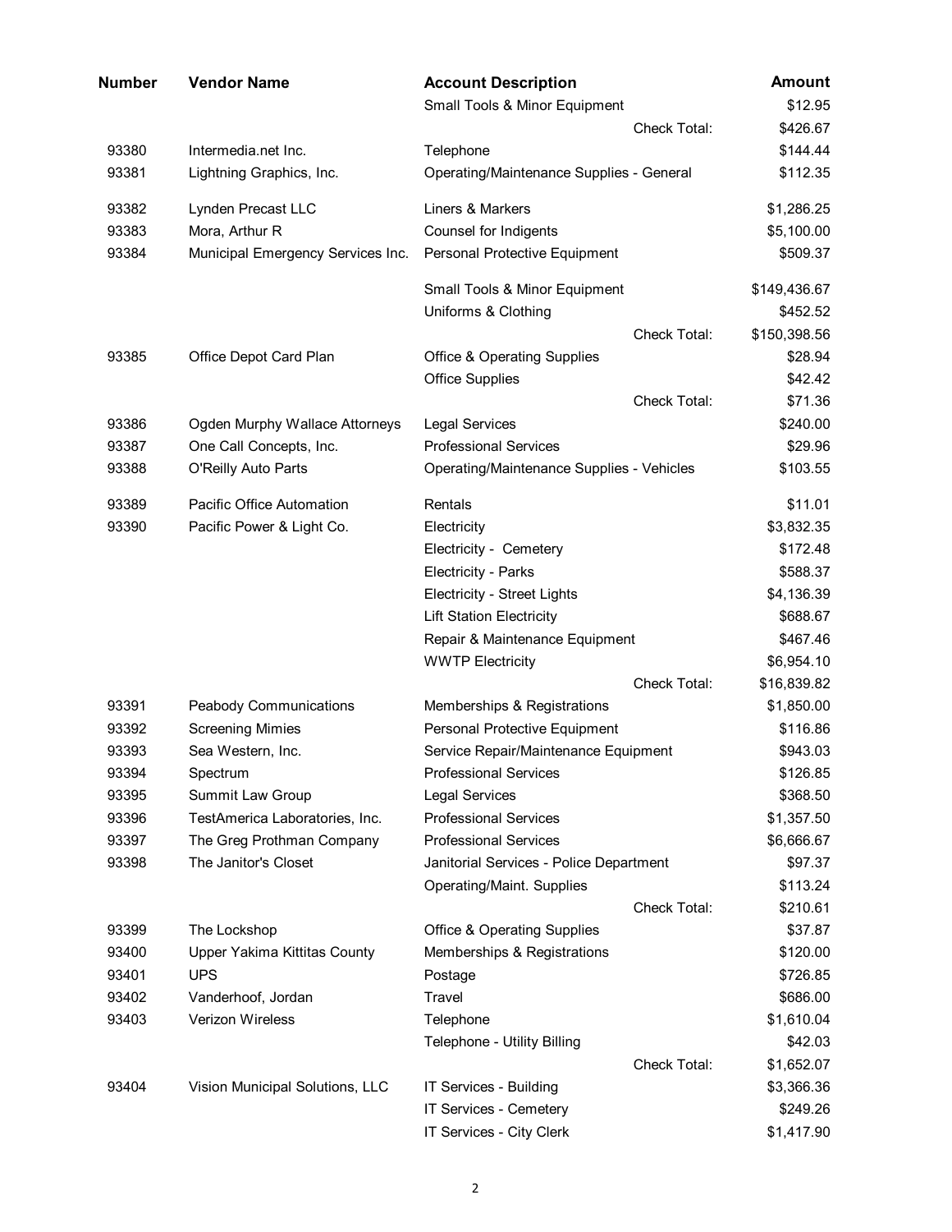| Number | Vendor Name | Account Description | Amount |
| --- | --- | --- | --- |
| | | Small Tools & Minor Equipment | $12.95 |
| | | Check Total: | $426.67 |
| 93380 | Intermedia.net Inc. | Telephone | $144.44 |
| 93381 | Lightning Graphics, Inc. | Operating/Maintenance Supplies - General | $112.35 |
| 93382 | Lynden Precast LLC | Liners & Markers | $1,286.25 |
| 93383 | Mora, Arthur R | Counsel for Indigents | $5,100.00 |
| 93384 | Municipal Emergency Services Inc. | Personal Protective Equipment | $509.37 |
| | | Small Tools & Minor Equipment | $149,436.67 |
| | | Uniforms & Clothing | $452.52 |
| | | Check Total: | $150,398.56 |
| 93385 | Office Depot Card Plan | Office & Operating Supplies | $28.94 |
| | | Office Supplies | $42.42 |
| | | Check Total: | $71.36 |
| 93386 | Ogden Murphy Wallace Attorneys | Legal Services | $240.00 |
| 93387 | One Call Concepts, Inc. | Professional Services | $29.96 |
| 93388 | O'Reilly Auto Parts | Operating/Maintenance Supplies - Vehicles | $103.55 |
| 93389 | Pacific Office Automation | Rentals | $11.01 |
| 93390 | Pacific Power & Light Co. | Electricity | $3,832.35 |
| | | Electricity - Cemetery | $172.48 |
| | | Electricity - Parks | $588.37 |
| | | Electricity - Street Lights | $4,136.39 |
| | | Lift Station Electricity | $688.67 |
| | | Repair & Maintenance Equipment | $467.46 |
| | | WWTP Electricity | $6,954.10 |
| | | Check Total: | $16,839.82 |
| 93391 | Peabody Communications | Memberships & Registrations | $1,850.00 |
| 93392 | Screening Mimies | Personal Protective Equipment | $116.86 |
| 93393 | Sea Western, Inc. | Service Repair/Maintenance Equipment | $943.03 |
| 93394 | Spectrum | Professional Services | $126.85 |
| 93395 | Summit Law Group | Legal Services | $368.50 |
| 93396 | TestAmerica Laboratories, Inc. | Professional Services | $1,357.50 |
| 93397 | The Greg Prothman Company | Professional Services | $6,666.67 |
| 93398 | The Janitor's Closet | Janitorial Services - Police Department | $97.37 |
| | | Operating/Maint. Supplies | $113.24 |
| | | Check Total: | $210.61 |
| 93399 | The Lockshop | Office & Operating Supplies | $37.87 |
| 93400 | Upper Yakima Kittitas County | Memberships & Registrations | $120.00 |
| 93401 | UPS | Postage | $726.85 |
| 93402 | Vanderhoof, Jordan | Travel | $686.00 |
| 93403 | Verizon Wireless | Telephone | $1,610.04 |
| | | Telephone - Utility Billing | $42.03 |
| | | Check Total: | $1,652.07 |
| 93404 | Vision Municipal Solutions, LLC | IT Services - Building | $3,366.36 |
| | | IT Services - Cemetery | $249.26 |
| | | IT Services - City Clerk | $1,417.90 |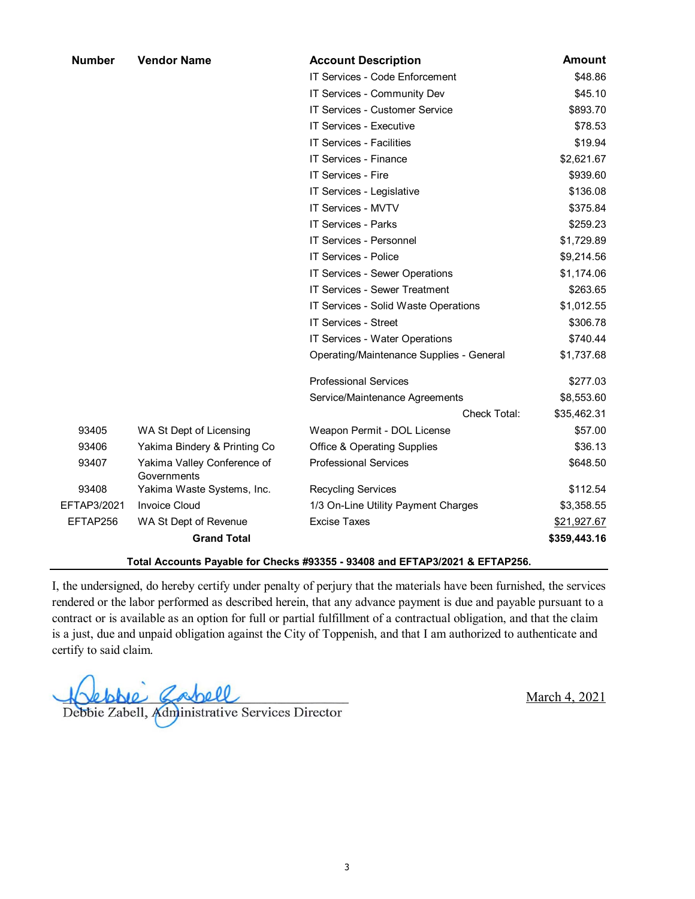| Number | Vendor Name | Account Description | Amount |
|---|---|---|---|
| | | IT Services - Code Enforcement | $48.86 |
| | | IT Services - Community Dev | $45.10 |
| | | IT Services - Customer Service | $893.70 |
| | | IT Services - Executive | $78.53 |
| | | IT Services - Facilities | $19.94 |
| | | IT Services - Finance | $2,621.67 |
| | | IT Services - Fire | $939.60 |
| | | IT Services - Legislative | $136.08 |
| | | IT Services - MVTV | $375.84 |
| | | IT Services - Parks | $259.23 |
| | | IT Services - Personnel | $1,729.89 |
| | | IT Services - Police | $9,214.56 |
| | | IT Services - Sewer Operations | $1,174.06 |
| | | IT Services - Sewer Treatment | $263.65 |
| | | IT Services - Solid Waste Operations | $1,012.55 |
| | | IT Services - Street | $306.78 |
| | | IT Services - Water Operations | $740.44 |
| | | Operating/Maintenance Supplies - General | $1,737.68 |
| | | Professional Services | $277.03 |
| | | Service/Maintenance Agreements | $8,553.60 |
| | | Check Total: | $35,462.31 |
| 93405 | WA St Dept of Licensing | Weapon Permit - DOL License | $57.00 |
| 93406 | Yakima Bindery & Printing Co | Office & Operating Supplies | $36.13 |
| 93407 | Yakima Valley Conference of Governments | Professional Services | $648.50 |
| 93408 | Yakima Waste Systems, Inc. | Recycling Services | $112.54 |
| EFTAP3/2021 | Invoice Cloud | 1/3 On-Line Utility Payment Charges | $3,358.55 |
| EFTAP256 | WA St Dept of Revenue | Excise Taxes | $21,927.67 |
| | **Grand Total** | | **$359,443.16** |

**Total Accounts Payable for Checks #93355 - 93408 and EFTAP3/2021 & EFTAP256.**

I, the undersigned, do hereby certify under penalty of perjury that the materials have been furnished, the services rendered or the labor performed as described herein, that any advance payment is due and payable pursuant to a contract or is available as an option for full or partial fulfillment of a contractual obligation, and that the claim is a just, due and unpaid obligation against the City of Toppenish, and that I am authorized to authenticate and certify to said claim.

Debbie Zabell, Administrative Services Director

March 4, 2021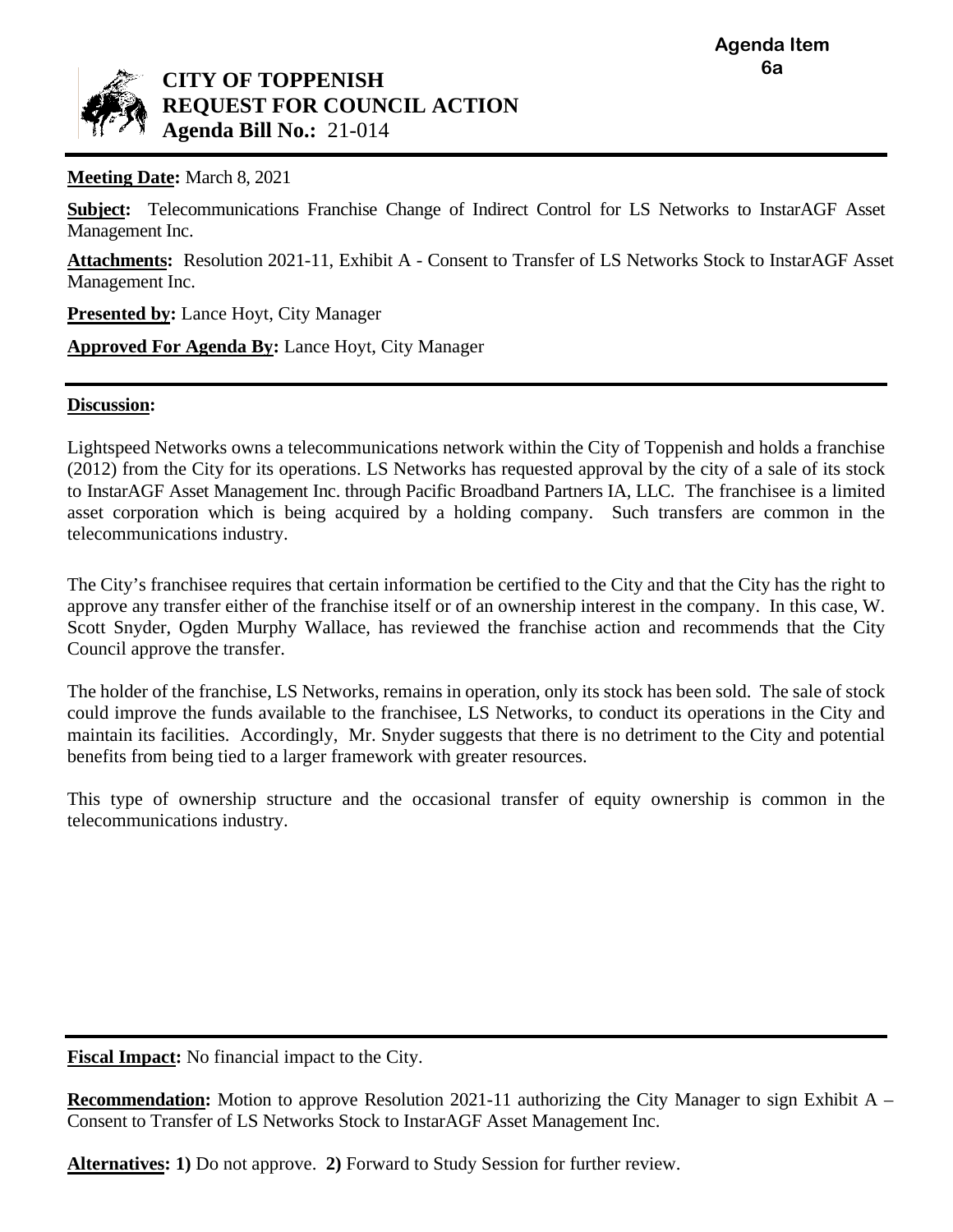**Agenda Item 6a**

# CITY OF TOPPENISH
## REQUEST FOR COUNCIL ACTION
**Agenda Bill No.:** 21-014

---

**Meeting Date:** March 8, 2021

**Subject:** Telecommunications Franchise Change of Indirect Control for LS Networks to InstarAGF Asset Management Inc.

**Attachments:** Resolution 2021-11, Exhibit A - Consent to Transfer of LS Networks Stock to InstarAGF Asset Management Inc.

**Presented by:** Lance Hoyt, City Manager

**Approved For Agenda By:** Lance Hoyt, City Manager

---

**Discussion:**

Lightspeed Networks owns a telecommunications network within the City of Toppenish and holds a franchise (2012) from the City for its operations. LS Networks has requested approval by the city of a sale of its stock to InstarAGF Asset Management Inc. through Pacific Broadband Partners IA, LLC. The franchisee is a limited asset corporation which is being acquired by a holding company. Such transfers are common in the telecommunications industry.

The City's franchisee requires that certain information be certified to the City and that the City has the right to approve any transfer either of the franchise itself or of an ownership interest in the company. In this case, W. Scott Snyder, Ogden Murphy Wallace, has reviewed the franchise action and recommends that the City Council approve the transfer.

The holder of the franchise, LS Networks, remains in operation, only its stock has been sold. The sale of stock could improve the funds available to the franchisee, LS Networks, to conduct its operations in the City and maintain its facilities. Accordingly, Mr. Snyder suggests that there is no detriment to the City and potential benefits from being tied to a larger framework with greater resources.

This type of ownership structure and the occasional transfer of equity ownership is common in the telecommunications industry.

---

**Fiscal Impact:** No financial impact to the City.

**Recommendation:** Motion to approve Resolution 2021-11 authorizing the City Manager to sign Exhibit A – Consent to Transfer of LS Networks Stock to InstarAGF Asset Management Inc.

**Alternatives: 1)** Do not approve. **2)** Forward to Study Session for further review.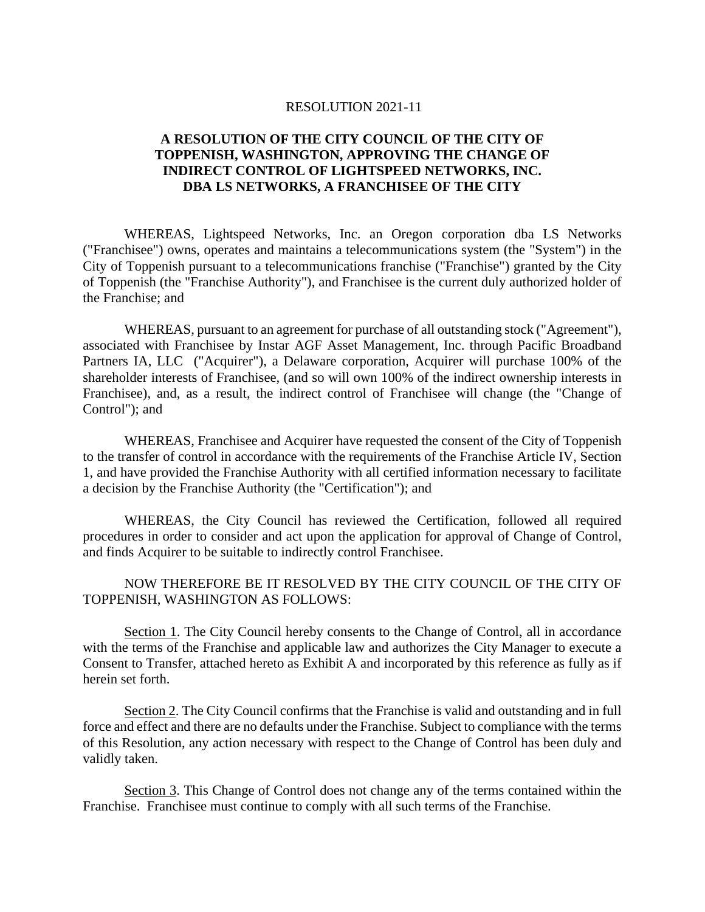RESOLUTION 2021-11

**A RESOLUTION OF THE CITY COUNCIL OF THE CITY OF TOPPENISH, WASHINGTON, APPROVING THE CHANGE OF INDIRECT CONTROL OF LIGHTSPEED NETWORKS, INC. DBA LS NETWORKS, A FRANCHISEE OF THE CITY**

WHEREAS, Lightspeed Networks, Inc. an Oregon corporation dba LS Networks ("Franchisee") owns, operates and maintains a telecommunications system (the "System") in the City of Toppenish pursuant to a telecommunications franchise ("Franchise") granted by the City of Toppenish (the "Franchise Authority"), and Franchisee is the current duly authorized holder of the Franchise; and

WHEREAS, pursuant to an agreement for purchase of all outstanding stock ("Agreement"), associated with Franchisee by Instar AGF Asset Management, Inc. through Pacific Broadband Partners IA, LLC ("Acquirer"), a Delaware corporation, Acquirer will purchase 100% of the shareholder interests of Franchisee, (and so will own 100% of the indirect ownership interests in Franchisee), and, as a result, the indirect control of Franchisee will change (the "Change of Control"); and

WHEREAS, Franchisee and Acquirer have requested the consent of the City of Toppenish to the transfer of control in accordance with the requirements of the Franchise Article IV, Section 1, and have provided the Franchise Authority with all certified information necessary to facilitate a decision by the Franchise Authority (the "Certification"); and

WHEREAS, the City Council has reviewed the Certification, followed all required procedures in order to consider and act upon the application for approval of Change of Control, and finds Acquirer to be suitable to indirectly control Franchisee.

NOW THEREFORE BE IT RESOLVED BY THE CITY COUNCIL OF THE CITY OF TOPPENISH, WASHINGTON AS FOLLOWS:

<u>Section 1</u>. The City Council hereby consents to the Change of Control, all in accordance with the terms of the Franchise and applicable law and authorizes the City Manager to execute a Consent to Transfer, attached hereto as Exhibit A and incorporated by this reference as fully as if herein set forth.

<u>Section 2</u>. The City Council confirms that the Franchise is valid and outstanding and in full force and effect and there are no defaults under the Franchise. Subject to compliance with the terms of this Resolution, any action necessary with respect to the Change of Control has been duly and validly taken.

<u>Section 3</u>. This Change of Control does not change any of the terms contained within the Franchise. Franchisee must continue to comply with all such terms of the Franchise.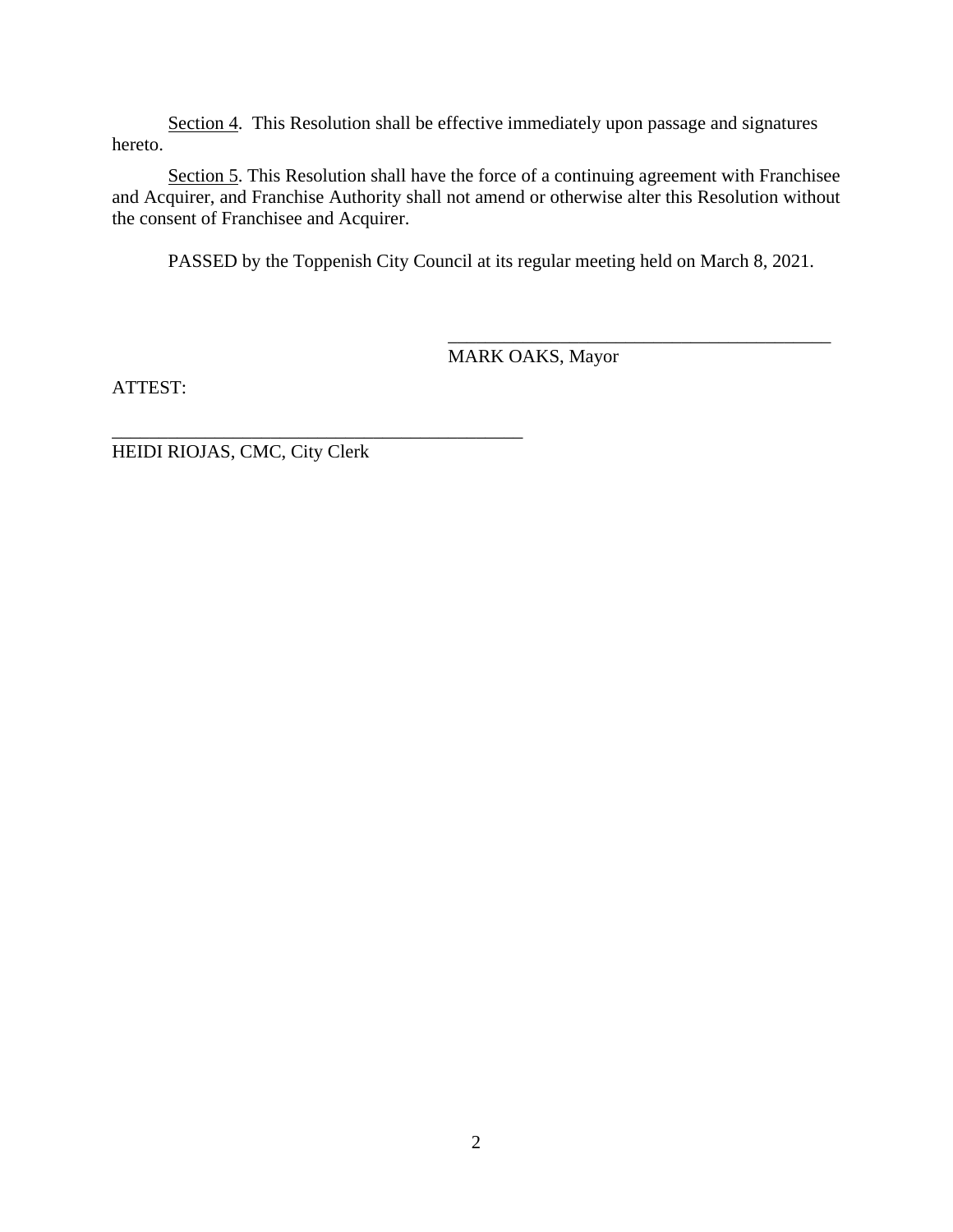Section 4. This Resolution shall be effective immediately upon passage and signatures hereto.

Section 5. This Resolution shall have the force of a continuing agreement with Franchisee and Acquirer, and Franchise Authority shall not amend or otherwise alter this Resolution without the consent of Franchisee and Acquirer.

PASSED by the Toppenish City Council at its regular meeting held on March 8, 2021.

\_\_\_\_\_\_\_\_\_\_\_\_\_\_\_\_\_\_\_\_\_\_\_\_\_\_\_\_\_\_\_\_\_\_\_\_\_\_\_\_\_\_\_\_

MARK OAKS, Mayor

ATTEST:

\_\_\_\_\_\_\_\_\_\_\_\_\_\_\_\_\_\_\_\_\_\_\_\_\_\_\_\_\_\_\_\_\_\_\_\_\_\_\_\_\_\_\_\_

HEIDI RIOJAS, CMC, City Clerk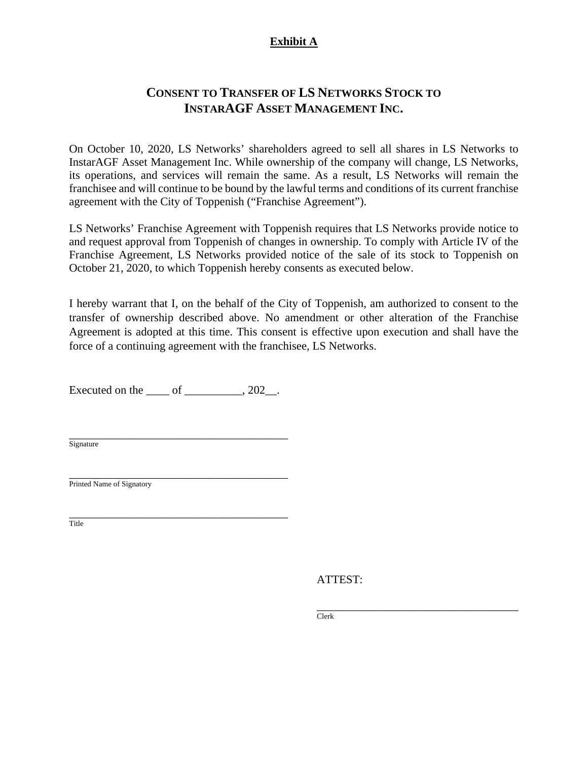**Exhibit A**

# CONSENT TO TRANSFER OF LS NETWORKS STOCK TO INSTARAGF ASSET MANAGEMENT INC.

On October 10, 2020, LS Networks' shareholders agreed to sell all shares in LS Networks to InstarAGF Asset Management Inc. While ownership of the company will change, LS Networks, its operations, and services will remain the same. As a result, LS Networks will remain the franchisee and will continue to be bound by the lawful terms and conditions of its current franchise agreement with the City of Toppenish ("Franchise Agreement").

LS Networks' Franchise Agreement with Toppenish requires that LS Networks provide notice to and request approval from Toppenish of changes in ownership. To comply with Article IV of the Franchise Agreement, LS Networks provided notice of the sale of its stock to Toppenish on October 21, 2020, to which Toppenish hereby consents as executed below.

I hereby warrant that I, on the behalf of the City of Toppenish, am authorized to consent to the transfer of ownership described above. No amendment or other alteration of the Franchise Agreement is adopted at this time. This consent is effective upon execution and shall have the force of a continuing agreement with the franchisee, LS Networks.

Executed on the ____ of __________, 202__.

_______________________________________
Signature

_______________________________________
Printed Name of Signatory

_______________________________________
Title

ATTEST:

_______________________________________
Clerk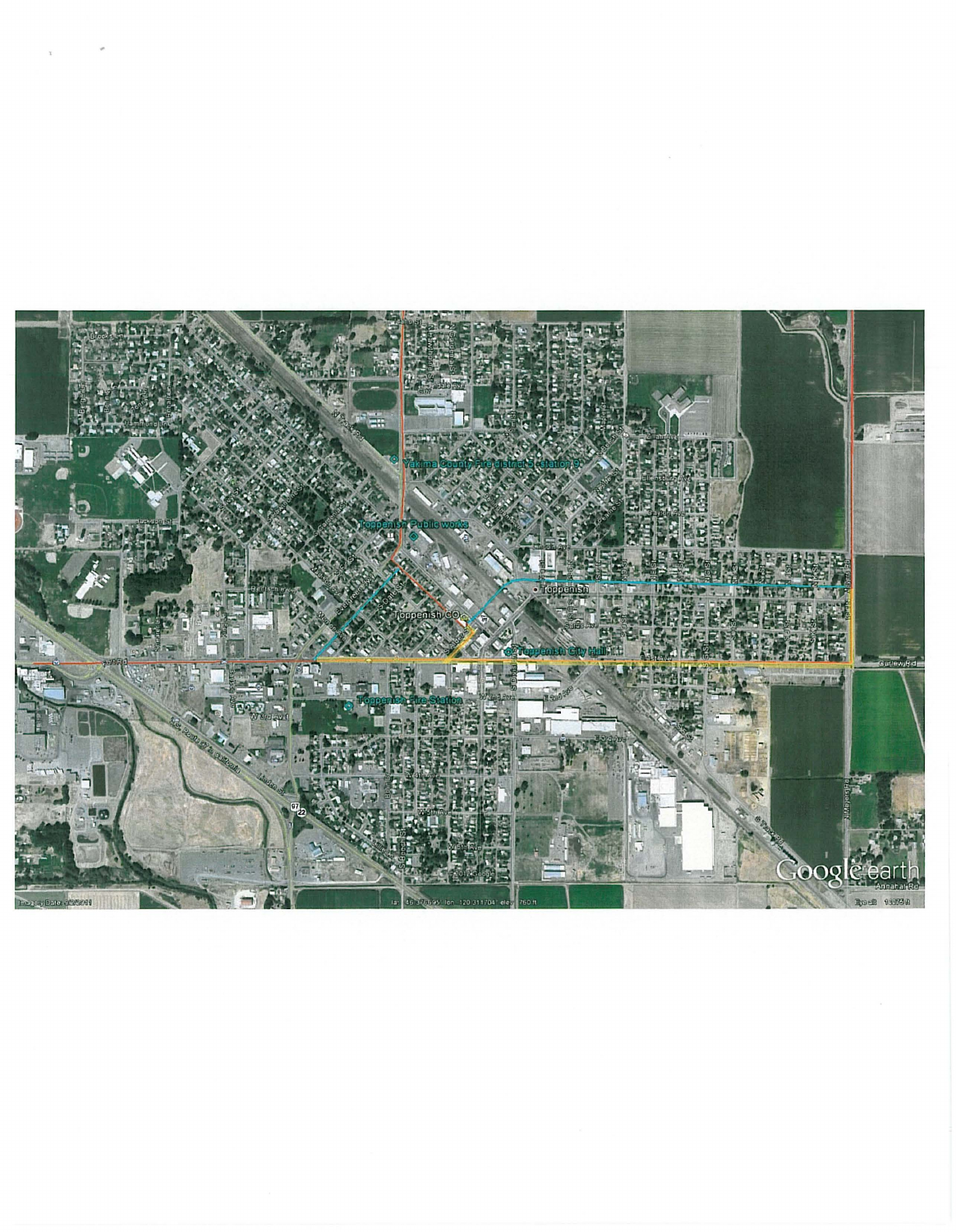Yakima County Fire district 5 station 9

Toppenish Public works

Toppenish CO

Toppenish

Toppenish City Hall

Toppenish Fire Station

Google earth